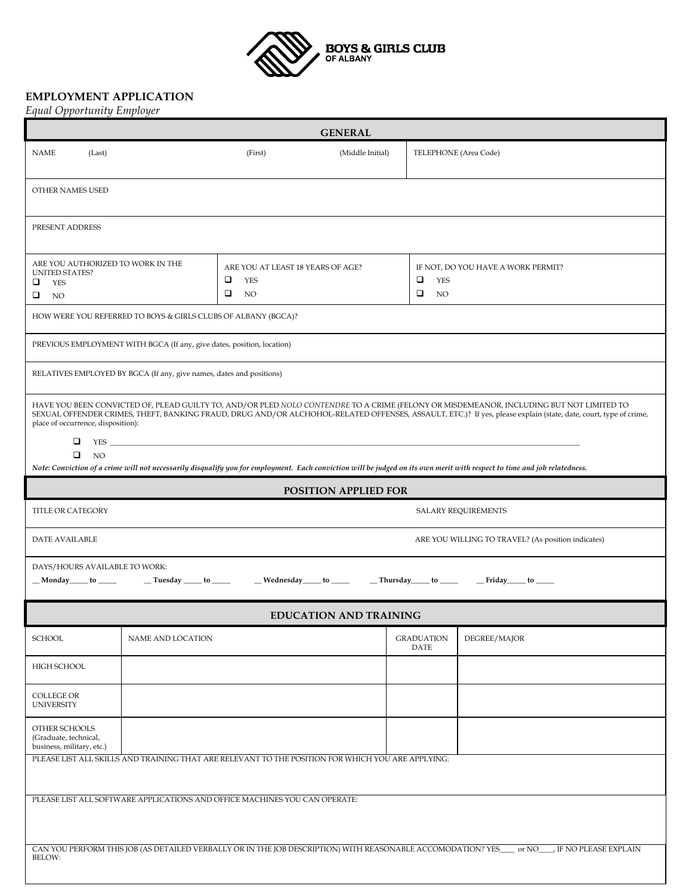BOYS & GIRLS CLUB
OF ALBANY

**EMPLOYMENT APPLICATION**

*Equal Opportunity Employer*

## GENERAL

| NAME (Last) | (First) | (Middle Initial) | TELEPHONE (Area Code) |
|---|---|---|---|
| | | | |

OTHER NAMES USED

PRESENT ADDRESS

| ARE YOU AUTHORIZED TO WORK IN THE UNITED STATES? | ARE YOU AT LEAST 18 YEARS OF AGE? | IF NOT, DO YOU HAVE A WORK PERMIT? |
|---|---|---|
| ❑ YES<br>❑ NO | ❑ YES<br>❑ NO | ❑ YES<br>❑ NO |

HOW WERE YOU REFERRED TO BOYS & GIRLS CLUBS OF ALBANY (BGCA)?

PREVIOUS EMPLOYMENT WITH BGCA (If any, give dates, position, location)

RELATIVES EMPLOYED BY BGCA (If any, give names, dates and positions)

HAVE YOU BEEN CONVICTED OF, PLEAD GUILTY TO, AND/OR PLED *NOLO CONTENDRE* TO A CRIME (FELONY OR MISDEMEANOR, INCLUDING BUT NOT LIMITED TO SEXUAL OFFENDER CRIMES, THEFT, BANKING FRAUD, DRUG AND/OR ALCHOHOL-RELATED OFFENSES, ASSAULT, ETC.)? If yes, please explain (state, date, court, type of crime, place of occurrence, disposition):

❑ YES ______________________________________________________________________________

❑ NO

*Note: Conviction of a crime will not necessarily disqualify you for employment. Each conviction will be judged on its own merit with respect to time and job relatedness.*

## POSITION APPLIED FOR

| TITLE OR CATEGORY | SALARY REQUIREMENTS |
|---|---|
| DATE AVAILABLE | ARE YOU WILLING TO TRAVEL? (As position indicates) |

DAYS/HOURS AVAILABLE TO WORK:

**__ Monday_____ to _____ __ Tuesday _____ to _____ __ Wednesday_____ to _____ __ Thursday_____ to _____ __ Friday_____ to _____**

## EDUCATION AND TRAINING

| SCHOOL | NAME AND LOCATION | GRADUATION DATE | DEGREE/MAJOR |
|---|---|---|---|
| HIGH SCHOOL | | | |
| COLLEGE OR UNIVERSITY | | | |
| OTHER SCHOOLS (Graduate, technical, business, military, etc.) | | | |

PLEASE LIST ALL SKILLS AND TRAINING THAT ARE RELEVANT TO THE POSITION FOR WHICH YOU ARE APPLYING:

PLEASE LIST ALL SOFTWARE APPLICATIONS AND OFFICE MACHINES YOU CAN OPERATE:

CAN YOU PERFORM THIS JOB (AS DETAILED VERBALLY OR IN THE JOB DESCRIPTION) WITH REASONABLE ACCOMODATION? YES____ or NO____, IF NO PLEASE EXPLAIN BELOW: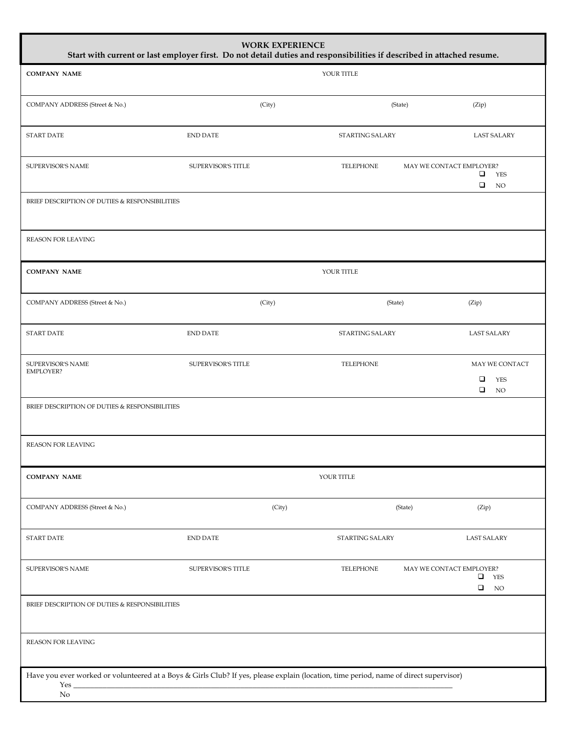## WORK EXPERIENCE

**Start with current or last employer first. Do not detail duties and responsibilities if described in attached resume.**

| **COMPANY NAME** | | YOUR TITLE | |
|---|---|---|---|
| COMPANY ADDRESS (Street & No.) | (City) | (State) | (Zip) |
| START DATE | END DATE | STARTING SALARY | LAST SALARY |
| SUPERVISOR'S NAME | SUPERVISOR'S TITLE | TELEPHONE | MAY WE CONTACT EMPLOYER? ☐ YES ☐ NO |
| BRIEF DESCRIPTION OF DUTIES & RESPONSIBILITIES | | | |
| REASON FOR LEAVING | | | |

| **COMPANY NAME** | | YOUR TITLE | |
|---|---|---|---|
| COMPANY ADDRESS (Street & No.) | (City) | (State) | (Zip) |
| START DATE | END DATE | STARTING SALARY | LAST SALARY |
| SUPERVISOR'S NAME | SUPERVISOR'S TITLE | TELEPHONE | MAY WE CONTACT EMPLOYER? ☐ YES ☐ NO |
| BRIEF DESCRIPTION OF DUTIES & RESPONSIBILITIES | | | |
| REASON FOR LEAVING | | | |

| **COMPANY NAME** | | YOUR TITLE | |
|---|---|---|---|
| COMPANY ADDRESS (Street & No.) | (City) | (State) | (Zip) |
| START DATE | END DATE | STARTING SALARY | LAST SALARY |
| SUPERVISOR'S NAME | SUPERVISOR'S TITLE | TELEPHONE | MAY WE CONTACT EMPLOYER? ☐ YES ☐ NO |
| BRIEF DESCRIPTION OF DUTIES & RESPONSIBILITIES | | | |
| REASON FOR LEAVING | | | |

Have you ever worked or volunteered at a Boys & Girls Club? If yes, please explain (location, time period, name of direct supervisor)

Yes ____________________________________________________________________________________________

No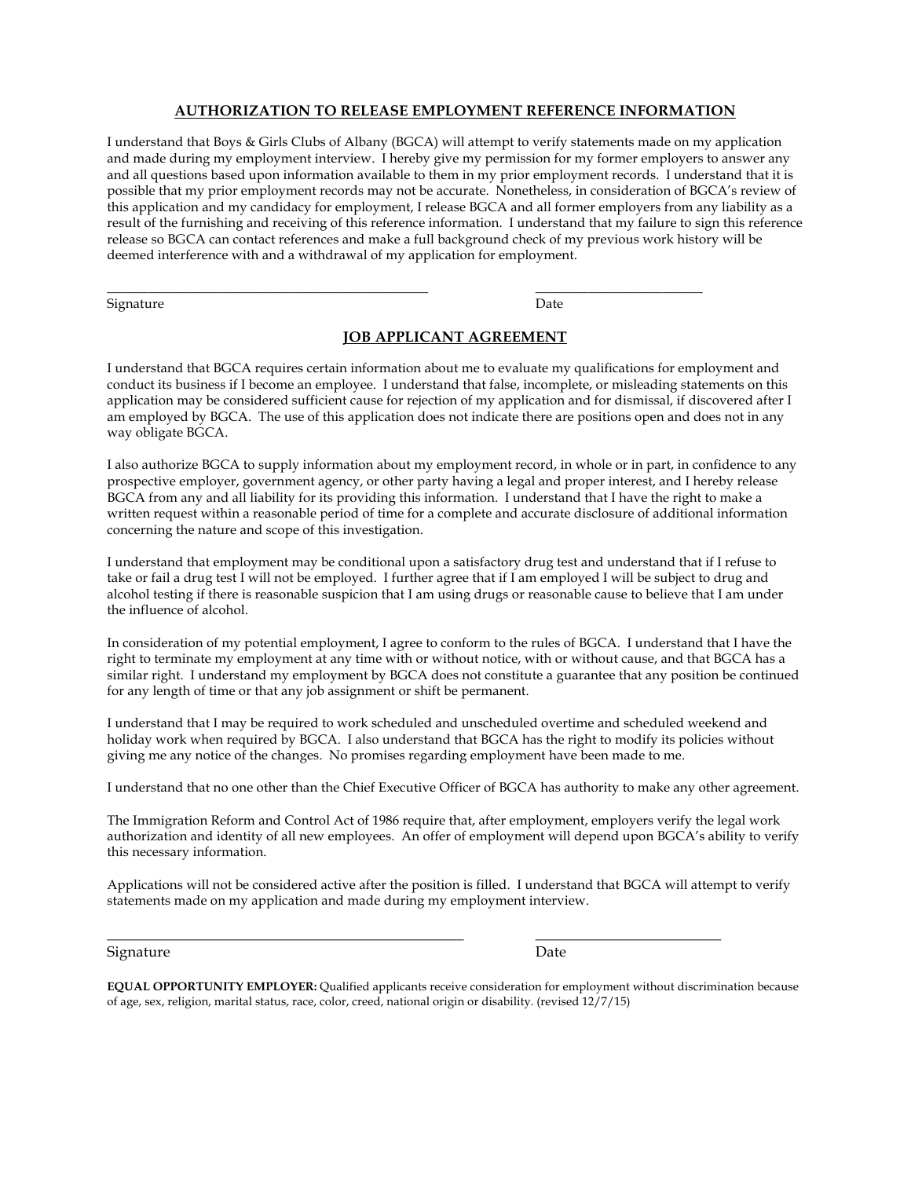## AUTHORIZATION TO RELEASE EMPLOYMENT REFERENCE INFORMATION

I understand that Boys & Girls Clubs of Albany (BGCA) will attempt to verify statements made on my application and made during my employment interview. I hereby give my permission for my former employers to answer any and all questions based upon information available to them in my prior employment records. I understand that it is possible that my prior employment records may not be accurate. Nonetheless, in consideration of BGCA's review of this application and my candidacy for employment, I release BGCA and all former employers from any liability as a result of the furnishing and receiving of this reference information. I understand that my failure to sign this reference release so BGCA can contact references and make a full background check of my previous work history will be deemed interference with and a withdrawal of my application for employment.

_______________________________________________ ________________________

Signature Date

## JOB APPLICANT AGREEMENT

I understand that BGCA requires certain information about me to evaluate my qualifications for employment and conduct its business if I become an employee. I understand that false, incomplete, or misleading statements on this application may be considered sufficient cause for rejection of my application and for dismissal, if discovered after I am employed by BGCA. The use of this application does not indicate there are positions open and does not in any way obligate BGCA.

I also authorize BGCA to supply information about my employment record, in whole or in part, in confidence to any prospective employer, government agency, or other party having a legal and proper interest, and I hereby release BGCA from any and all liability for its providing this information. I understand that I have the right to make a written request within a reasonable period of time for a complete and accurate disclosure of additional information concerning the nature and scope of this investigation.

I understand that employment may be conditional upon a satisfactory drug test and understand that if I refuse to take or fail a drug test I will not be employed. I further agree that if I am employed I will be subject to drug and alcohol testing if there is reasonable suspicion that I am using drugs or reasonable cause to believe that I am under the influence of alcohol.

In consideration of my potential employment, I agree to conform to the rules of BGCA. I understand that I have the right to terminate my employment at any time with or without notice, with or without cause, and that BGCA has a similar right. I understand my employment by BGCA does not constitute a guarantee that any position be continued for any length of time or that any job assignment or shift be permanent.

I understand that I may be required to work scheduled and unscheduled overtime and scheduled weekend and holiday work when required by BGCA. I also understand that BGCA has the right to modify its policies without giving me any notice of the changes. No promises regarding employment have been made to me.

I understand that no one other than the Chief Executive Officer of BGCA has authority to make any other agreement.

The Immigration Reform and Control Act of 1986 require that, after employment, employers verify the legal work authorization and identity of all new employees. An offer of employment will depend upon BGCA's ability to verify this necessary information.

Applications will not be considered active after the position is filled. I understand that BGCA will attempt to verify statements made on my application and made during my employment interview.

_____________________________________________________ ___________________________

Signature Date

**EQUAL OPPORTUNITY EMPLOYER:** Qualified applicants receive consideration for employment without discrimination because of age, sex, religion, marital status, race, color, creed, national origin or disability. (revised 12/7/15)